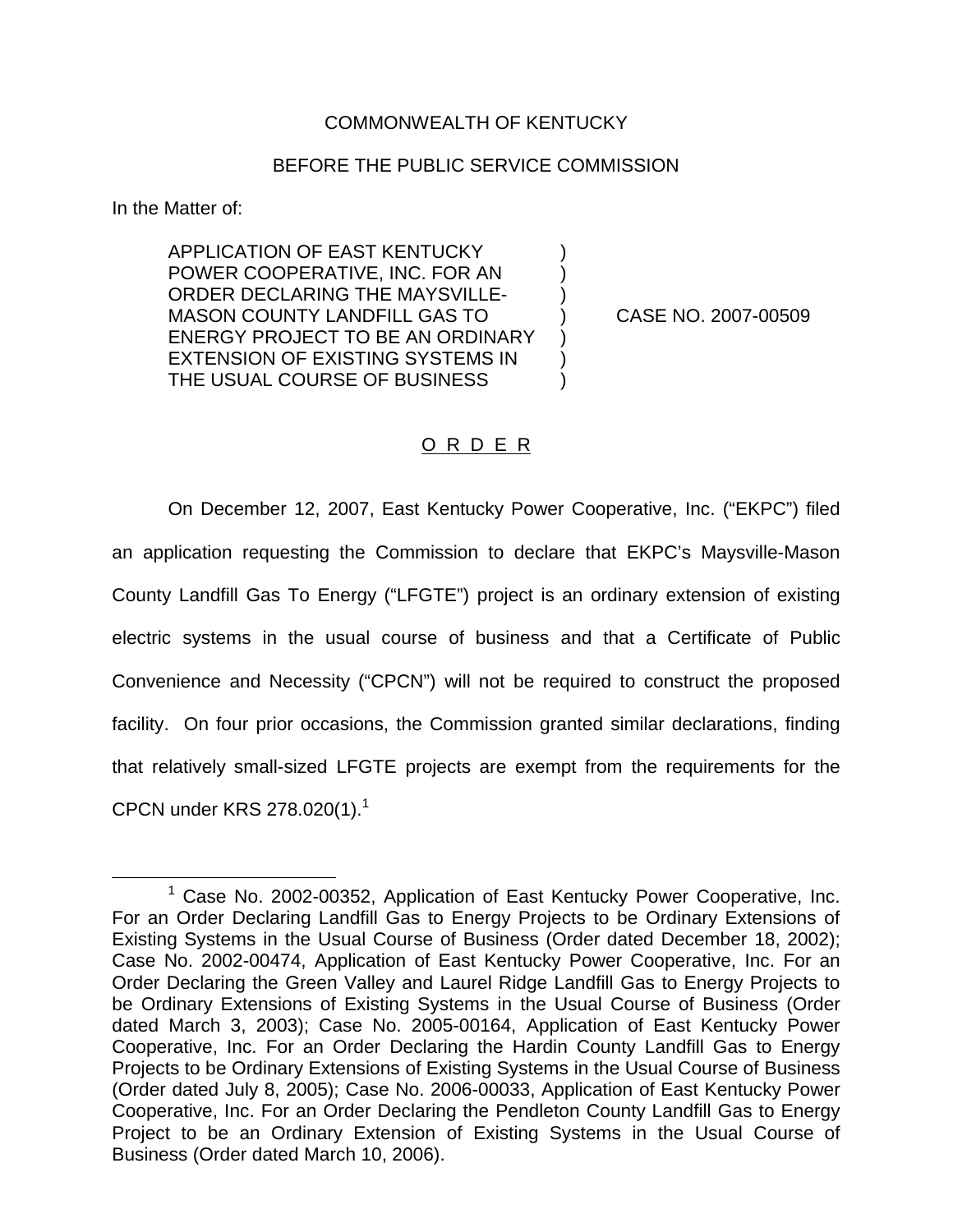COMMONWEALTH OF KENTUCKY

BEFORE THE PUBLIC SERVICE COMMISSION

In the Matter of:

| | | |
|---|---|---|
| APPLICATION OF EAST KENTUCKY POWER COOPERATIVE, INC. FOR AN ORDER DECLARING THE MAYSVILLE-MASON COUNTY LANDFILL GAS TO ENERGY PROJECT TO BE AN ORDINARY EXTENSION OF EXISTING SYSTEMS IN THE USUAL COURSE OF BUSINESS | ) | CASE NO. 2007-00509 |

## O R D E R

On December 12, 2007, East Kentucky Power Cooperative, Inc. ("EKPC") filed an application requesting the Commission to declare that EKPC's Maysville-Mason County Landfill Gas To Energy ("LFGTE") project is an ordinary extension of existing electric systems in the usual course of business and that a Certificate of Public Convenience and Necessity ("CPCN") will not be required to construct the proposed facility. On four prior occasions, the Commission granted similar declarations, finding that relatively small-sized LFGTE projects are exempt from the requirements for the CPCN under KRS 278.020(1).[1]

[1] Case No. 2002-00352, Application of East Kentucky Power Cooperative, Inc. For an Order Declaring Landfill Gas to Energy Projects to be Ordinary Extensions of Existing Systems in the Usual Course of Business (Order dated December 18, 2002); Case No. 2002-00474, Application of East Kentucky Power Cooperative, Inc. For an Order Declaring the Green Valley and Laurel Ridge Landfill Gas to Energy Projects to be Ordinary Extensions of Existing Systems in the Usual Course of Business (Order dated March 3, 2003); Case No. 2005-00164, Application of East Kentucky Power Cooperative, Inc. For an Order Declaring the Hardin County Landfill Gas to Energy Projects to be Ordinary Extensions of Existing Systems in the Usual Course of Business (Order dated July 8, 2005); Case No. 2006-00033, Application of East Kentucky Power Cooperative, Inc. For an Order Declaring the Pendleton County Landfill Gas to Energy Project to be an Ordinary Extension of Existing Systems in the Usual Course of Business (Order dated March 10, 2006).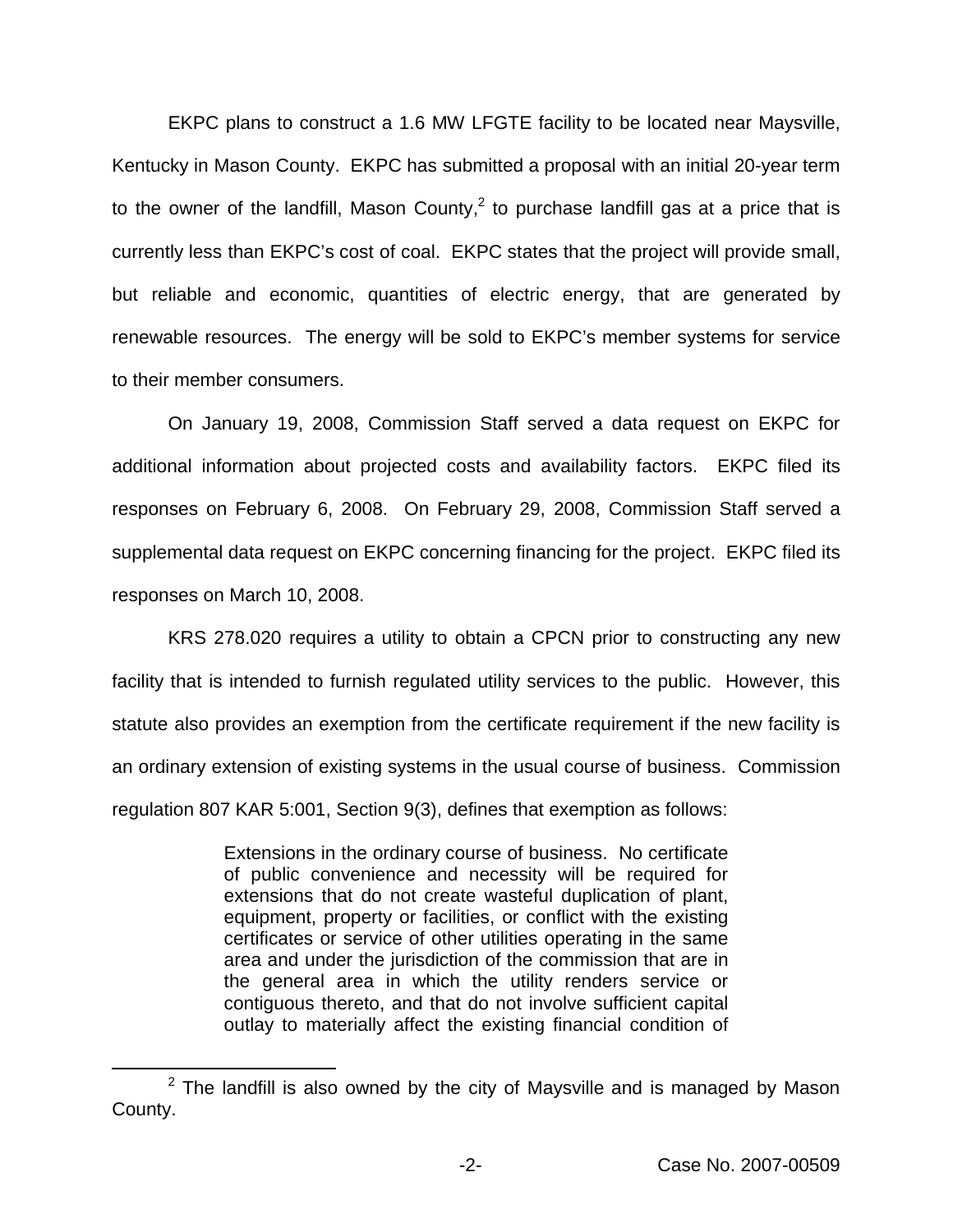EKPC plans to construct a 1.6 MW LFGTE facility to be located near Maysville, Kentucky in Mason County. EKPC has submitted a proposal with an initial 20-year term to the owner of the landfill, Mason County,[2] to purchase landfill gas at a price that is currently less than EKPC's cost of coal. EKPC states that the project will provide small, but reliable and economic, quantities of electric energy, that are generated by renewable resources. The energy will be sold to EKPC's member systems for service to their member consumers.

On January 19, 2008, Commission Staff served a data request on EKPC for additional information about projected costs and availability factors. EKPC filed its responses on February 6, 2008. On February 29, 2008, Commission Staff served a supplemental data request on EKPC concerning financing for the project. EKPC filed its responses on March 10, 2008.

KRS 278.020 requires a utility to obtain a CPCN prior to constructing any new facility that is intended to furnish regulated utility services to the public. However, this statute also provides an exemption from the certificate requirement if the new facility is an ordinary extension of existing systems in the usual course of business. Commission regulation 807 KAR 5:001, Section 9(3), defines that exemption as follows:

> Extensions in the ordinary course of business. No certificate of public convenience and necessity will be required for extensions that do not create wasteful duplication of plant, equipment, property or facilities, or conflict with the existing certificates or service of other utilities operating in the same area and under the jurisdiction of the commission that are in the general area in which the utility renders service or contiguous thereto, and that do not involve sufficient capital outlay to materially affect the existing financial condition of

[2] The landfill is also owned by the city of Maysville and is managed by Mason County.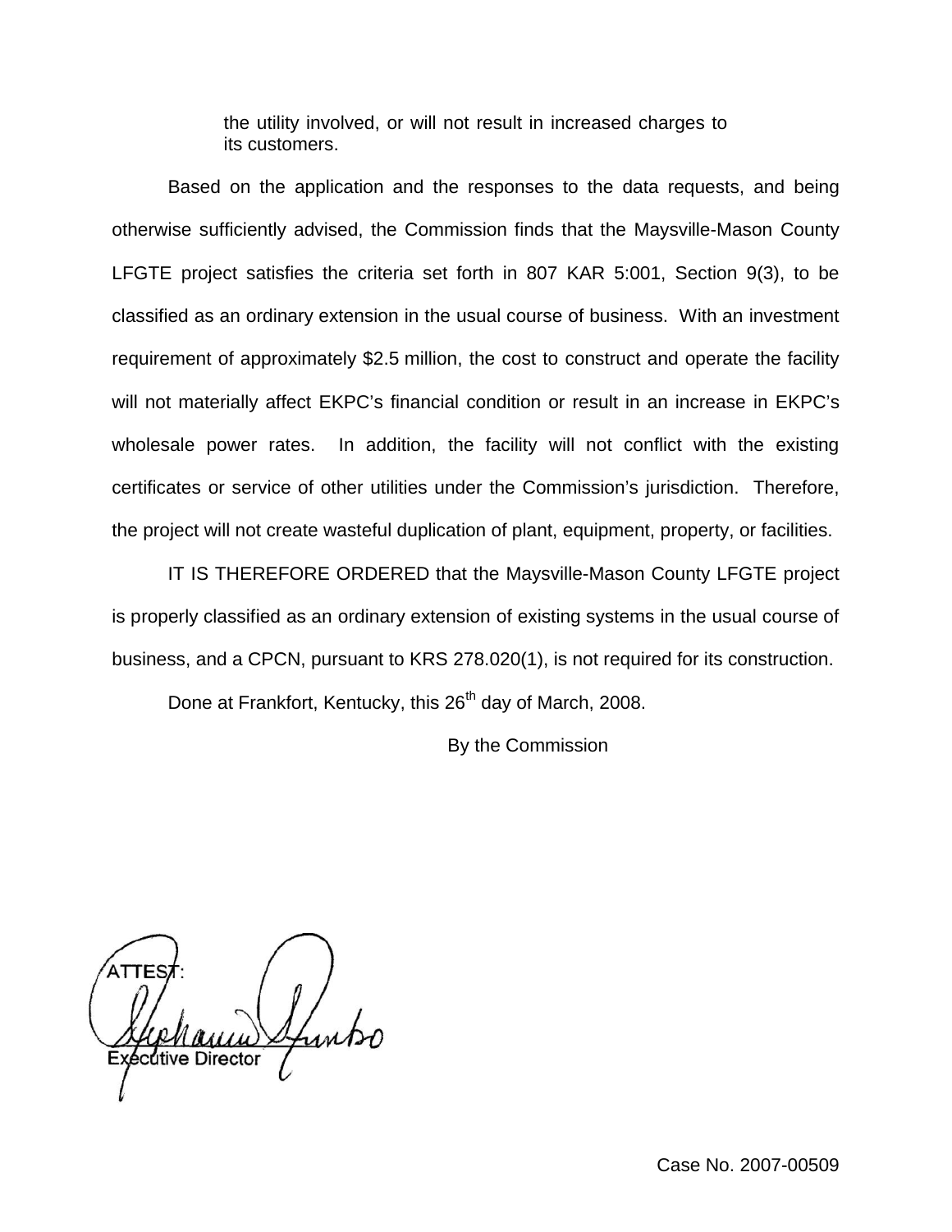> the utility involved, or will not result in increased charges to its customers.

Based on the application and the responses to the data requests, and being otherwise sufficiently advised, the Commission finds that the Maysville-Mason County LFGTE project satisfies the criteria set forth in 807 KAR 5:001, Section 9(3), to be classified as an ordinary extension in the usual course of business. With an investment requirement of approximately $2.5 million, the cost to construct and operate the facility will not materially affect EKPC's financial condition or result in an increase in EKPC's wholesale power rates. In addition, the facility will not conflict with the existing certificates or service of other utilities under the Commission's jurisdiction. Therefore, the project will not create wasteful duplication of plant, equipment, property, or facilities.

IT IS THEREFORE ORDERED that the Maysville-Mason County LFGTE project is properly classified as an ordinary extension of existing systems in the usual course of business, and a CPCN, pursuant to KRS 278.020(1), is not required for its construction.

Done at Frankfort, Kentucky, this 26th day of March, 2008.

By the Commission

ATTEST:

Executive Director

Case No. 2007-00509